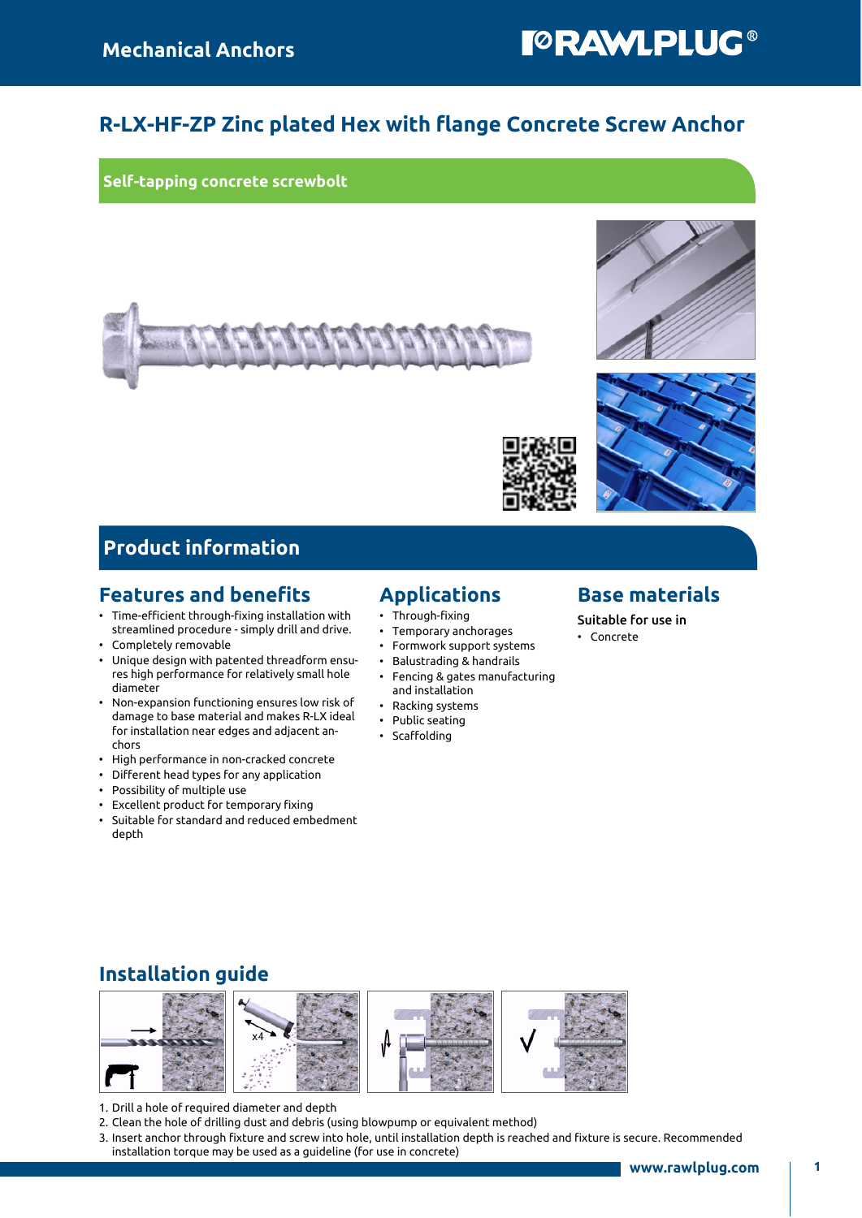# R-LX-HF-ZP Zinc plated Hex with flange Concrete Screw Anchor

**Self-tapping concrete screwbolt**

## Product information

### Features and benefits

- Time-efficient through-fixing installation with streamlined procedure - simply drill and drive.
- Completely removable
- Unique design with patented threadform ensures high performance for relatively small hole diameter
- Non-expansion functioning ensures low risk of damage to base material and makes R-LX ideal for installation near edges and adjacent anchors
- High performance in non-cracked concrete
- Different head types for any application
- Possibility of multiple use
- Excellent product for temporary fixing
- Suitable for standard and reduced embedment depth

### Applications

- Through-fixing
- Temporary anchorages
- Formwork support systems
- Balustrading & handrails
- Fencing & gates manufacturing and installation
- Racking systems
- Public seating
- Scaffolding

### Base materials

Suitable for use in

- Concrete

### Installation guide

1. Drill a hole of required diameter and depth
2. Clean the hole of drilling dust and debris (using blowpump or equivalent method)
3. Insert anchor through fixture and screw into hole, until installation depth is reached and fixture is secure. Recommended installation torque may be used as a guideline (for use in concrete)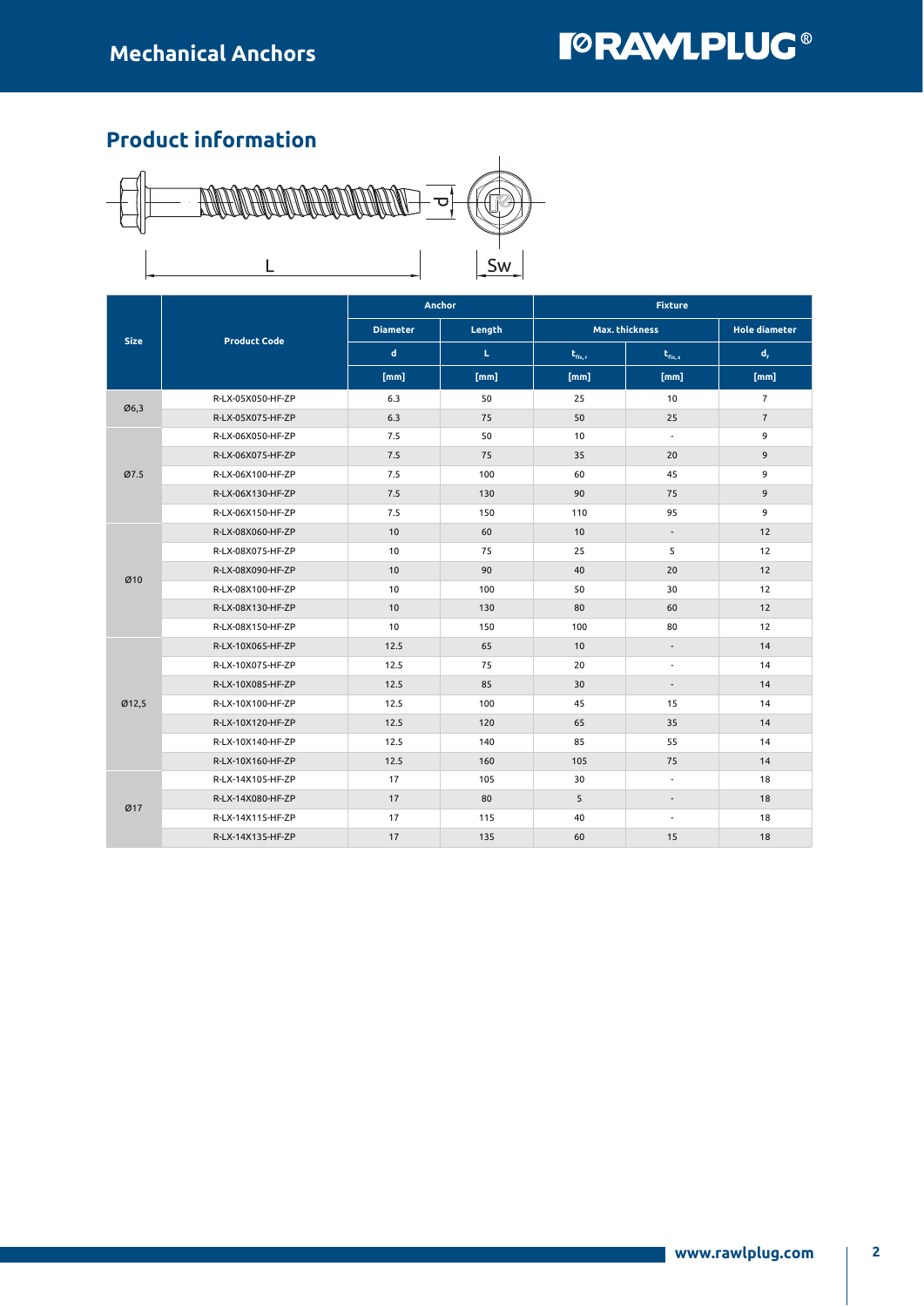## Product information

| Size | Product Code | Anchor | | Fixture | | |
|---|---|---|---|---|---|---|
| | | Diameter | Length | Max. thickness | | Hole diameter |
| | | d | L | $t_{fix,r}$ | $t_{fix,s}$ | $d_f$ |
| | | [mm] | [mm] | [mm] | [mm] | [mm] |
| Ø6,3 | R-LX-05X050-HF-ZP | 6.3 | 50 | 25 | 10 | 7 |
| | R-LX-05X075-HF-ZP | 6.3 | 75 | 50 | 25 | 7 |
| Ø7.5 | R-LX-06X050-HF-ZP | 7.5 | 50 | 10 | - | 9 |
| | R-LX-06X075-HF-ZP | 7.5 | 75 | 35 | 20 | 9 |
| | R-LX-06X100-HF-ZP | 7.5 | 100 | 60 | 45 | 9 |
| | R-LX-06X130-HF-ZP | 7.5 | 130 | 90 | 75 | 9 |
| | R-LX-06X150-HF-ZP | 7.5 | 150 | 110 | 95 | 9 |
| Ø10 | R-LX-08X060-HF-ZP | 10 | 60 | 10 | - | 12 |
| | R-LX-08X075-HF-ZP | 10 | 75 | 25 | 5 | 12 |
| | R-LX-08X090-HF-ZP | 10 | 90 | 40 | 20 | 12 |
| | R-LX-08X100-HF-ZP | 10 | 100 | 50 | 30 | 12 |
| | R-LX-08X130-HF-ZP | 10 | 130 | 80 | 60 | 12 |
| | R-LX-08X150-HF-ZP | 10 | 150 | 100 | 80 | 12 |
| Ø12,5 | R-LX-10X065-HF-ZP | 12.5 | 65 | 10 | - | 14 |
| | R-LX-10X075-HF-ZP | 12.5 | 75 | 20 | - | 14 |
| | R-LX-10X085-HF-ZP | 12.5 | 85 | 30 | - | 14 |
| | R-LX-10X100-HF-ZP | 12.5 | 100 | 45 | 15 | 14 |
| | R-LX-10X120-HF-ZP | 12.5 | 120 | 65 | 35 | 14 |
| | R-LX-10X140-HF-ZP | 12.5 | 140 | 85 | 55 | 14 |
| | R-LX-10X160-HF-ZP | 12.5 | 160 | 105 | 75 | 14 |
| Ø17 | R-LX-14X105-HF-ZP | 17 | 105 | 30 | - | 18 |
| | R-LX-14X080-HF-ZP | 17 | 80 | 5 | - | 18 |
| | R-LX-14X115-HF-ZP | 17 | 115 | 40 | - | 18 |
| | R-LX-14X135-HF-ZP | 17 | 135 | 60 | 15 | 18 |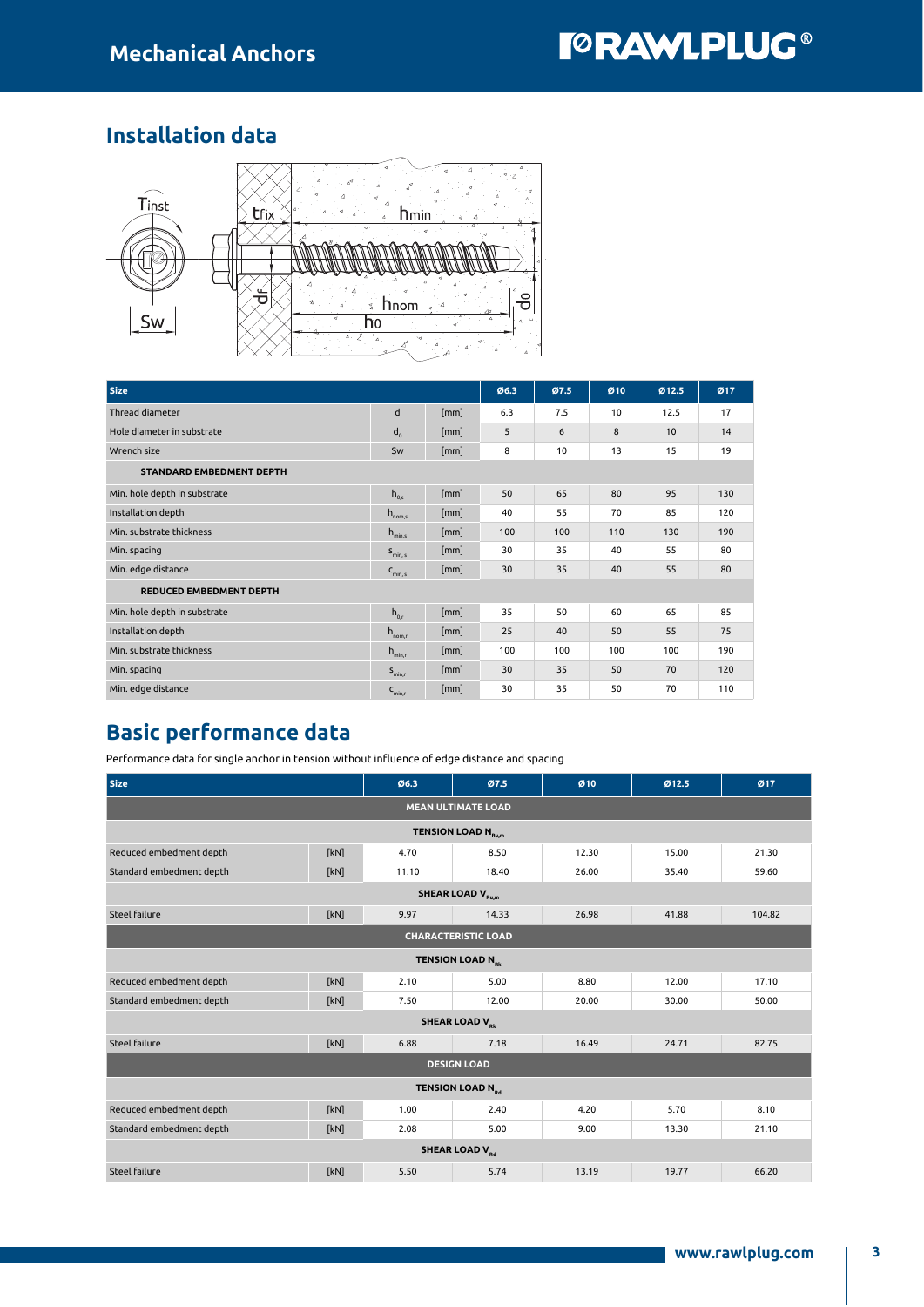## Installation data

| Size | | | Ø6.3 | Ø7.5 | Ø10 | Ø12.5 | Ø17 |
|---|---|---|---|---|---|---|---|
| Thread diameter | d | [mm] | 6.3 | 7.5 | 10 | 12.5 | 17 |
| Hole diameter in substrate | $d_0$ | [mm] | 5 | 6 | 8 | 10 | 14 |
| Wrench size | Sw | [mm] | 8 | 10 | 13 | 15 | 19 |
| **STANDARD EMBEDMENT DEPTH** | | | | | | | |
| Min. hole depth in substrate | $h_{0,s}$ | [mm] | 50 | 65 | 80 | 95 | 130 |
| Installation depth | $h_{nom,s}$ | [mm] | 40 | 55 | 70 | 85 | 120 |
| Min. substrate thickness | $h_{min,s}$ | [mm] | 100 | 100 | 110 | 130 | 190 |
| Min. spacing | $s_{min,s}$ | [mm] | 30 | 35 | 40 | 55 | 80 |
| Min. edge distance | $c_{min,s}$ | [mm] | 30 | 35 | 40 | 55 | 80 |
| **REDUCED EMBEDMENT DEPTH** | | | | | | | |
| Min. hole depth in substrate | $h_{0,r}$ | [mm] | 35 | 50 | 60 | 65 | 85 |
| Installation depth | $h_{nom,r}$ | [mm] | 25 | 40 | 50 | 55 | 75 |
| Min. substrate thickness | $h_{min,r}$ | [mm] | 100 | 100 | 100 | 100 | 190 |
| Min. spacing | $s_{min,r}$ | [mm] | 30 | 35 | 50 | 70 | 120 |
| Min. edge distance | $c_{min,r}$ | [mm] | 30 | 35 | 50 | 70 | 110 |

## Basic performance data

Performance data for single anchor in tension without influence of edge distance and spacing

| Size | | Ø6.3 | Ø7.5 | Ø10 | Ø12.5 | Ø17 |
|---|---|---|---|---|---|---|
| **MEAN ULTIMATE LOAD** | | | | | | |
| **TENSION LOAD $N_{Ru,m}$** | | | | | | |
| Reduced embedment depth | [kN] | 4.70 | 8.50 | 12.30 | 15.00 | 21.30 |
| Standard embedment depth | [kN] | 11.10 | 18.40 | 26.00 | 35.40 | 59.60 |
| **SHEAR LOAD $V_{Ru,m}$** | | | | | | |
| Steel failure | [kN] | 9.97 | 14.33 | 26.98 | 41.88 | 104.82 |
| **CHARACTERISTIC LOAD** | | | | | | |
| **TENSION LOAD $N_{Rk}$** | | | | | | |
| Reduced embedment depth | [kN] | 2.10 | 5.00 | 8.80 | 12.00 | 17.10 |
| Standard embedment depth | [kN] | 7.50 | 12.00 | 20.00 | 30.00 | 50.00 |
| **SHEAR LOAD $V_{Rk}$** | | | | | | |
| Steel failure | [kN] | 6.88 | 7.18 | 16.49 | 24.71 | 82.75 |
| **DESIGN LOAD** | | | | | | |
| **TENSION LOAD $N_{Rd}$** | | | | | | |
| Reduced embedment depth | [kN] | 1.00 | 2.40 | 4.20 | 5.70 | 8.10 |
| Standard embedment depth | [kN] | 2.08 | 5.00 | 9.00 | 13.30 | 21.10 |
| **SHEAR LOAD $V_{Rd}$** | | | | | | |
| Steel failure | [kN] | 5.50 | 5.74 | 13.19 | 19.77 | 66.20 |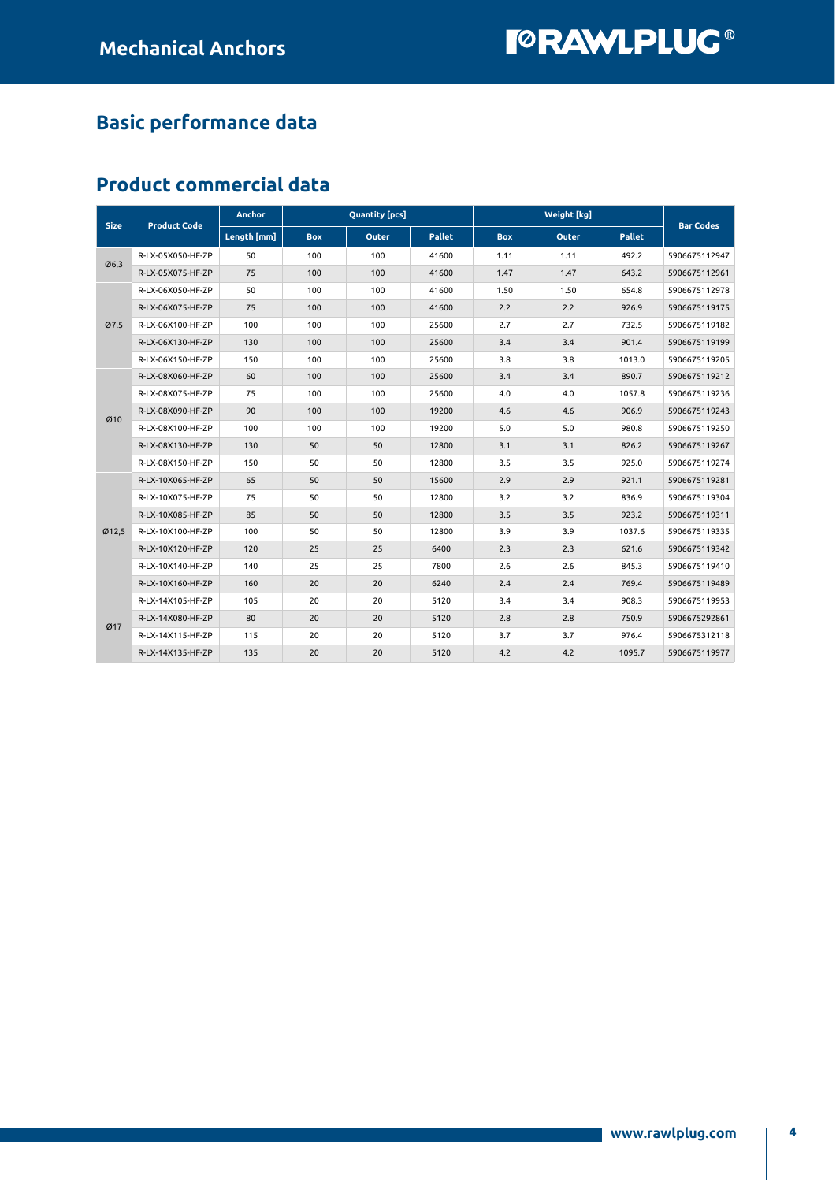## Basic performance data

## Product commercial data

| Size | Product Code | Anchor | Quantity [pcs] | | | Weight [kg] | | | Bar Codes |
|---|---|---|---|---|---|---|---|---|---|
| | | Length [mm] | Box | Outer | Pallet | Box | Outer | Pallet | |
| Ø6,3 | R-LX-05X050-HF-ZP | 50 | 100 | 100 | 41600 | 1.11 | 1.11 | 492.2 | 5906675112947 |
| | R-LX-05X075-HF-ZP | 75 | 100 | 100 | 41600 | 1.47 | 1.47 | 643.2 | 5906675112961 |
| Ø7.5 | R-LX-06X050-HF-ZP | 50 | 100 | 100 | 41600 | 1.50 | 1.50 | 654.8 | 5906675112978 |
| | R-LX-06X075-HF-ZP | 75 | 100 | 100 | 41600 | 2.2 | 2.2 | 926.9 | 5906675119175 |
| | R-LX-06X100-HF-ZP | 100 | 100 | 100 | 25600 | 2.7 | 2.7 | 732.5 | 5906675119182 |
| | R-LX-06X130-HF-ZP | 130 | 100 | 100 | 25600 | 3.4 | 3.4 | 901.4 | 5906675119199 |
| | R-LX-06X150-HF-ZP | 150 | 100 | 100 | 25600 | 3.8 | 3.8 | 1013.0 | 5906675119205 |
| Ø10 | R-LX-08X060-HF-ZP | 60 | 100 | 100 | 25600 | 3.4 | 3.4 | 890.7 | 5906675119212 |
| | R-LX-08X075-HF-ZP | 75 | 100 | 100 | 25600 | 4.0 | 4.0 | 1057.8 | 5906675119236 |
| | R-LX-08X090-HF-ZP | 90 | 100 | 100 | 19200 | 4.6 | 4.6 | 906.9 | 5906675119243 |
| | R-LX-08X100-HF-ZP | 100 | 100 | 100 | 19200 | 5.0 | 5.0 | 980.8 | 5906675119250 |
| | R-LX-08X130-HF-ZP | 130 | 50 | 50 | 12800 | 3.1 | 3.1 | 826.2 | 5906675119267 |
| | R-LX-08X150-HF-ZP | 150 | 50 | 50 | 12800 | 3.5 | 3.5 | 925.0 | 5906675119274 |
| Ø12,5 | R-LX-10X065-HF-ZP | 65 | 50 | 50 | 15600 | 2.9 | 2.9 | 921.1 | 5906675119281 |
| | R-LX-10X075-HF-ZP | 75 | 50 | 50 | 12800 | 3.2 | 3.2 | 836.9 | 5906675119304 |
| | R-LX-10X085-HF-ZP | 85 | 50 | 50 | 12800 | 3.5 | 3.5 | 923.2 | 5906675119311 |
| | R-LX-10X100-HF-ZP | 100 | 50 | 50 | 12800 | 3.9 | 3.9 | 1037.6 | 5906675119335 |
| | R-LX-10X120-HF-ZP | 120 | 25 | 25 | 6400 | 2.3 | 2.3 | 621.6 | 5906675119342 |
| | R-LX-10X140-HF-ZP | 140 | 25 | 25 | 7800 | 2.6 | 2.6 | 845.3 | 5906675119410 |
| | R-LX-10X160-HF-ZP | 160 | 20 | 20 | 6240 | 2.4 | 2.4 | 769.4 | 5906675119489 |
| Ø17 | R-LX-14X105-HF-ZP | 105 | 20 | 20 | 5120 | 3.4 | 3.4 | 908.3 | 5906675119953 |
| | R-LX-14X080-HF-ZP | 80 | 20 | 20 | 5120 | 2.8 | 2.8 | 750.9 | 5906675292861 |
| | R-LX-14X115-HF-ZP | 115 | 20 | 20 | 5120 | 3.7 | 3.7 | 976.4 | 5906675312118 |
| | R-LX-14X135-HF-ZP | 135 | 20 | 20 | 5120 | 4.2 | 4.2 | 1095.7 | 5906675119977 |